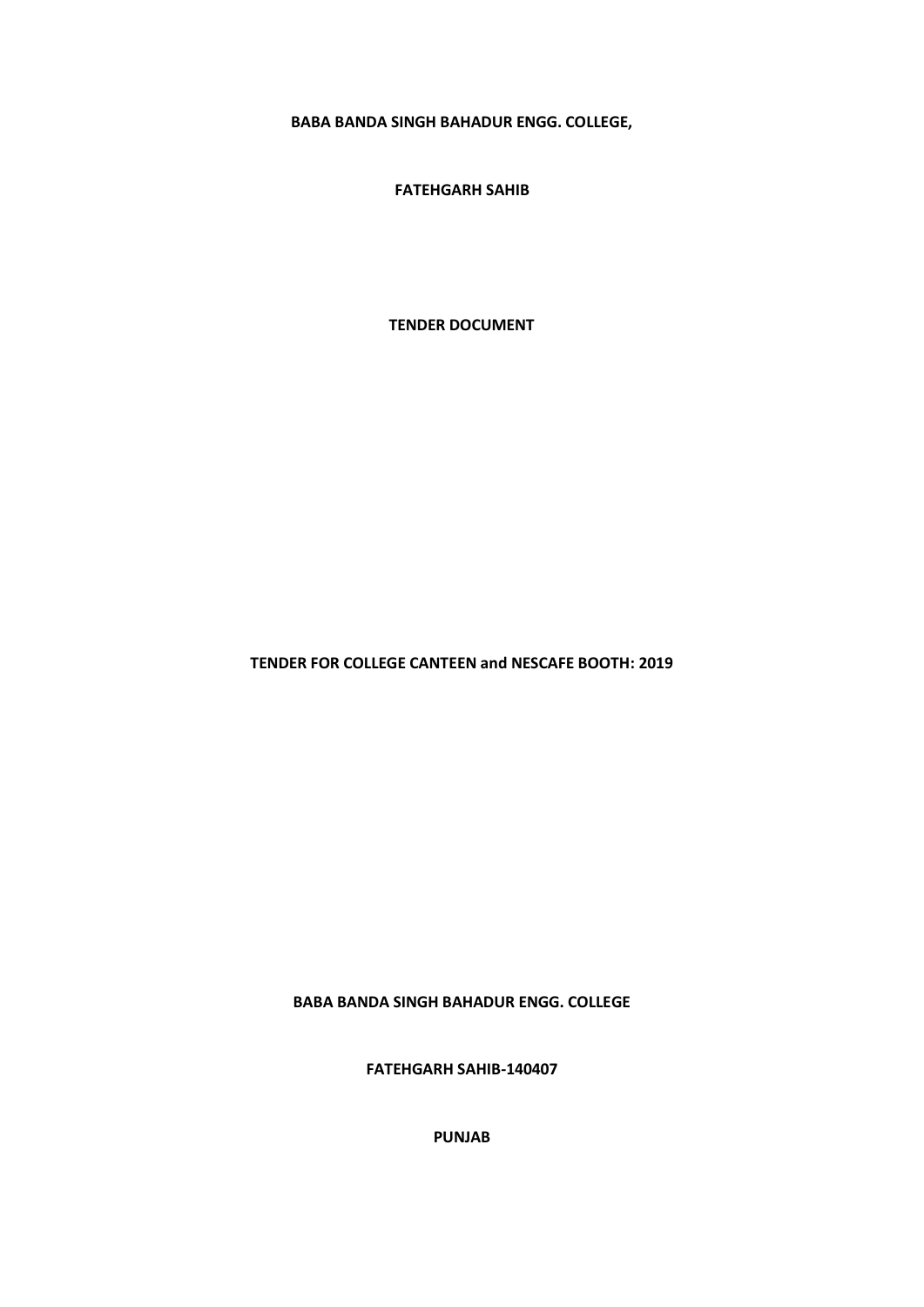**BABA BANDA SINGH BAHADUR ENGG. COLLEGE,**

**FATEHGARH SAHIB**

# TENDER DOCUMENT

## TENDER FOR COLLEGE CANTEEN and NESCAFE BOOTH: 2019

**BABA BANDA SINGH BAHADUR ENGG. COLLEGE**

**FATEHGARH SAHIB-140407**

**PUNJAB**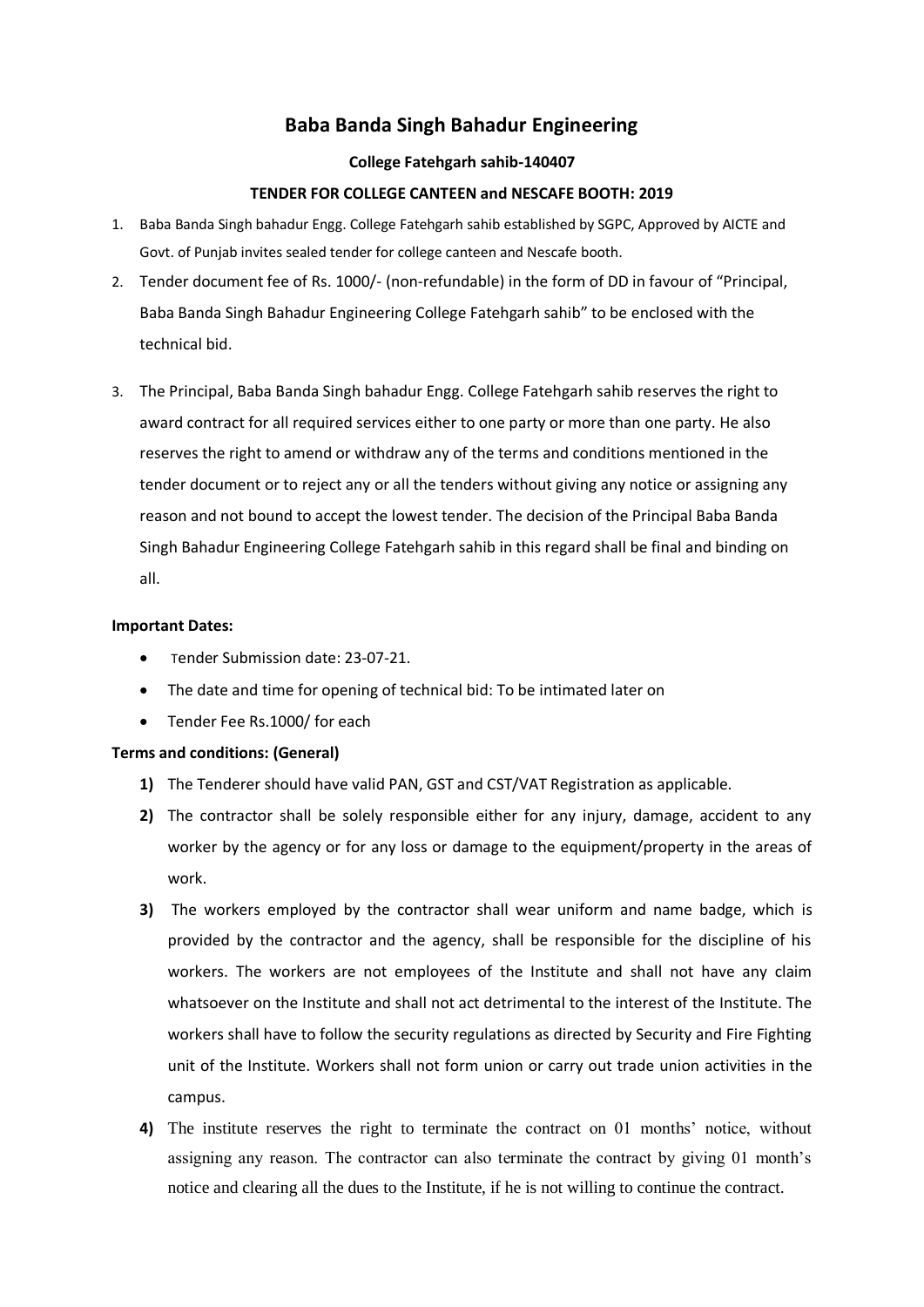# Baba Banda Singh Bahadur Engineering

### College Fatehgarh sahib-140407

### TENDER FOR COLLEGE CANTEEN and NESCAFE BOOTH: 2019

1. Baba Banda Singh bahadur Engg. College Fatehgarh sahib established by SGPC, Approved by AICTE and Govt. of Punjab invites sealed tender for college canteen and Nescafe booth.
2. Tender document fee of Rs. 1000/- (non-refundable) in the form of DD in favour of "Principal, Baba Banda Singh Bahadur Engineering College Fatehgarh sahib" to be enclosed with the technical bid.
3. The Principal, Baba Banda Singh bahadur Engg. College Fatehgarh sahib reserves the right to award contract for all required services either to one party or more than one party. He also reserves the right to amend or withdraw any of the terms and conditions mentioned in the tender document or to reject any or all the tenders without giving any notice or assigning any reason and not bound to accept the lowest tender. The decision of the Principal Baba Banda Singh Bahadur Engineering College Fatehgarh sahib in this regard shall be final and binding on all.

**Important Dates:**

- Tender Submission date: 23-07-21.
- The date and time for opening of technical bid: To be intimated later on
- Tender Fee Rs.1000/ for each

**Terms and conditions: (General)**

1) The Tenderer should have valid PAN, GST and CST/VAT Registration as applicable.
2) The contractor shall be solely responsible either for any injury, damage, accident to any worker by the agency or for any loss or damage to the equipment/property in the areas of work.
3) The workers employed by the contractor shall wear uniform and name badge, which is provided by the contractor and the agency, shall be responsible for the discipline of his workers. The workers are not employees of the Institute and shall not have any claim whatsoever on the Institute and shall not act detrimental to the interest of the Institute. The workers shall have to follow the security regulations as directed by Security and Fire Fighting unit of the Institute. Workers shall not form union or carry out trade union activities in the campus.
4) The institute reserves the right to terminate the contract on 01 months' notice, without assigning any reason. The contractor can also terminate the contract by giving 01 month's notice and clearing all the dues to the Institute, if he is not willing to continue the contract.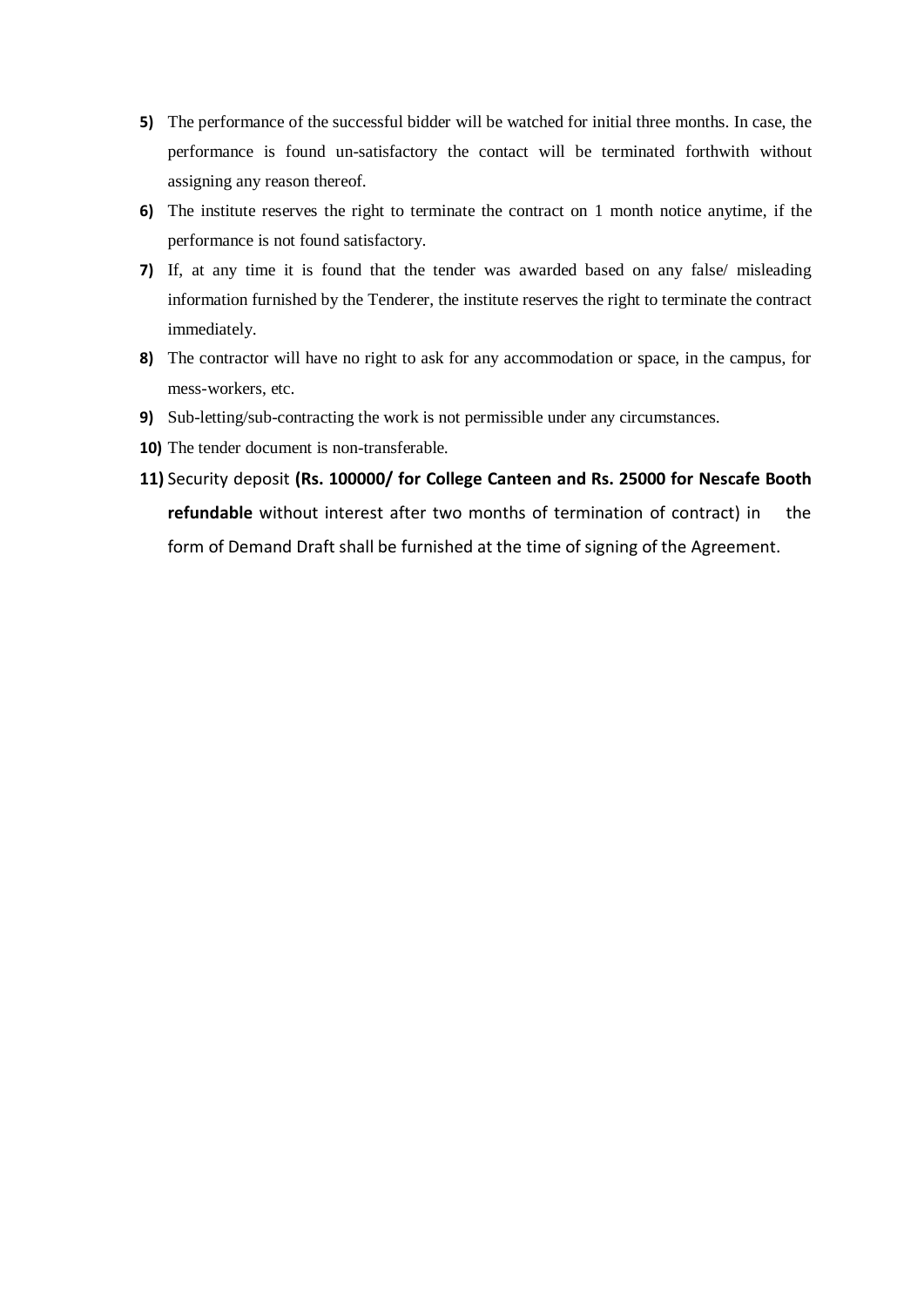5) The performance of the successful bidder will be watched for initial three months. In case, the performance is found un-satisfactory the contact will be terminated forthwith without assigning any reason thereof.

6) The institute reserves the right to terminate the contract on 1 month notice anytime, if the performance is not found satisfactory.

7) If, at any time it is found that the tender was awarded based on any false/ misleading information furnished by the Tenderer, the institute reserves the right to terminate the contract immediately.

8) The contractor will have no right to ask for any accommodation or space, in the campus, for mess-workers, etc.

9) Sub-letting/sub-contracting the work is not permissible under any circumstances.

10) The tender document is non-transferable.

11) Security deposit **(Rs. 100000/ for College Canteen and Rs. 25000 for Nescafe Booth refundable** without interest after two months of termination of contract) in the form of Demand Draft shall be furnished at the time of signing of the Agreement.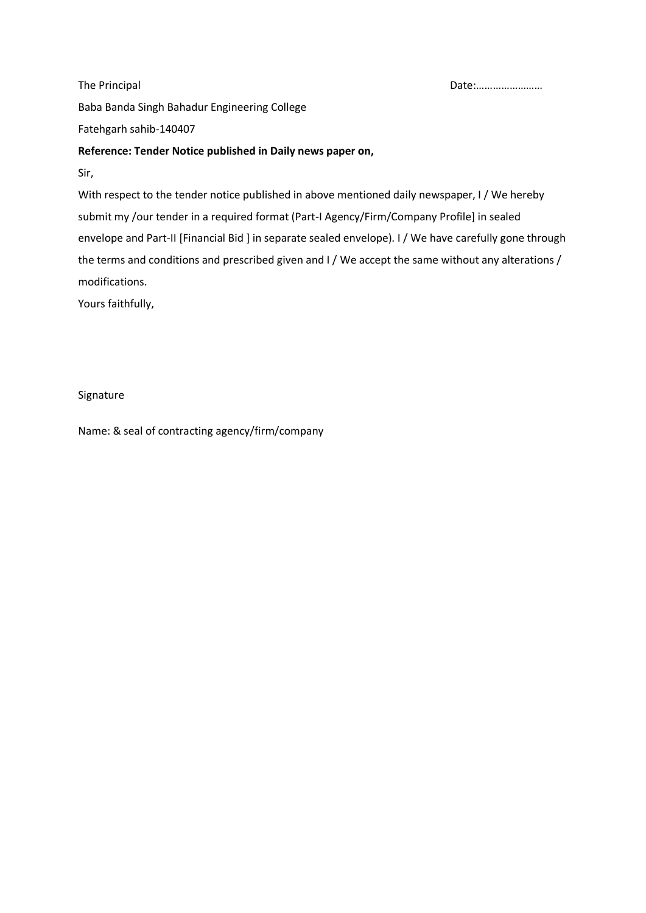The Principal Date:……………………

Baba Banda Singh Bahadur Engineering College

Fatehgarh sahib-140407

**Reference: Tender Notice published in Daily news paper on,**

Sir,

With respect to the tender notice published in above mentioned daily newspaper, I / We hereby submit my /our tender in a required format (Part-I Agency/Firm/Company Profile] in sealed envelope and Part-II [Financial Bid ] in separate sealed envelope). I / We have carefully gone through the terms and conditions and prescribed given and I / We accept the same without any alterations / modifications.

Yours faithfully,

Signature

Name: & seal of contracting agency/firm/company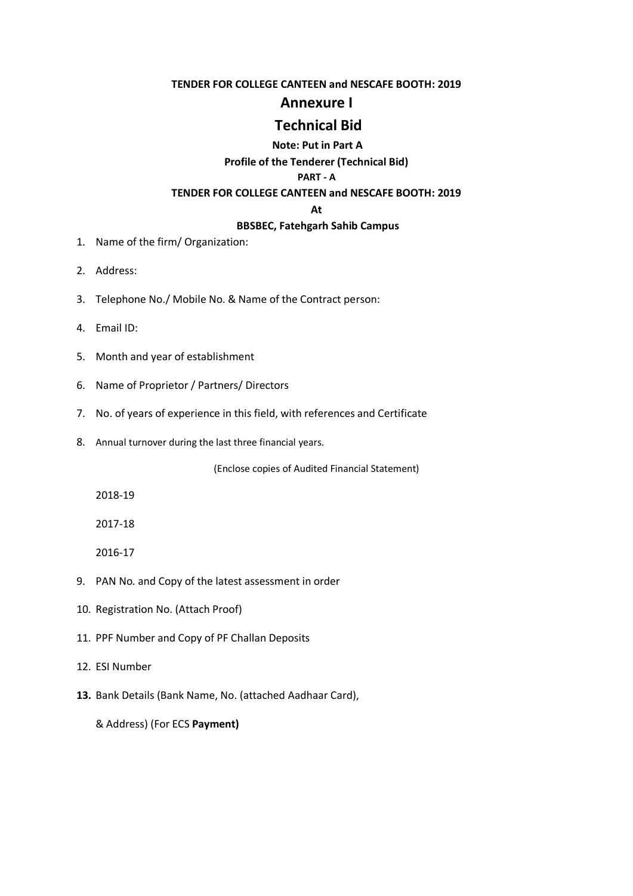**TENDER FOR COLLEGE CANTEEN and NESCAFE BOOTH: 2019**

# Annexure I

# Technical Bid

**Note: Put in Part A**

**Profile of the Tenderer (Technical Bid)**

**PART - A**

**TENDER FOR COLLEGE CANTEEN and NESCAFE BOOTH: 2019**

**At**

**BBSBEC, Fatehgarh Sahib Campus**

1. Name of the firm/ Organization:
2. Address:
3. Telephone No./ Mobile No. & Name of the Contract person:
4. Email ID:
5. Month and year of establishment
6. Name of Proprietor / Partners/ Directors
7. No. of years of experience in this field, with references and Certificate
8. Annual turnover during the last three financial years.

   (Enclose copies of Audited Financial Statement)

   2018-19

   2017-18

   2016-17
9. PAN No. and Copy of the latest assessment in order
10. Registration No. (Attach Proof)
11. PPF Number and Copy of PF Challan Deposits
12. ESI Number
13. Bank Details (Bank Name, No. (attached Aadhaar Card),

    & Address) (For ECS **Payment)**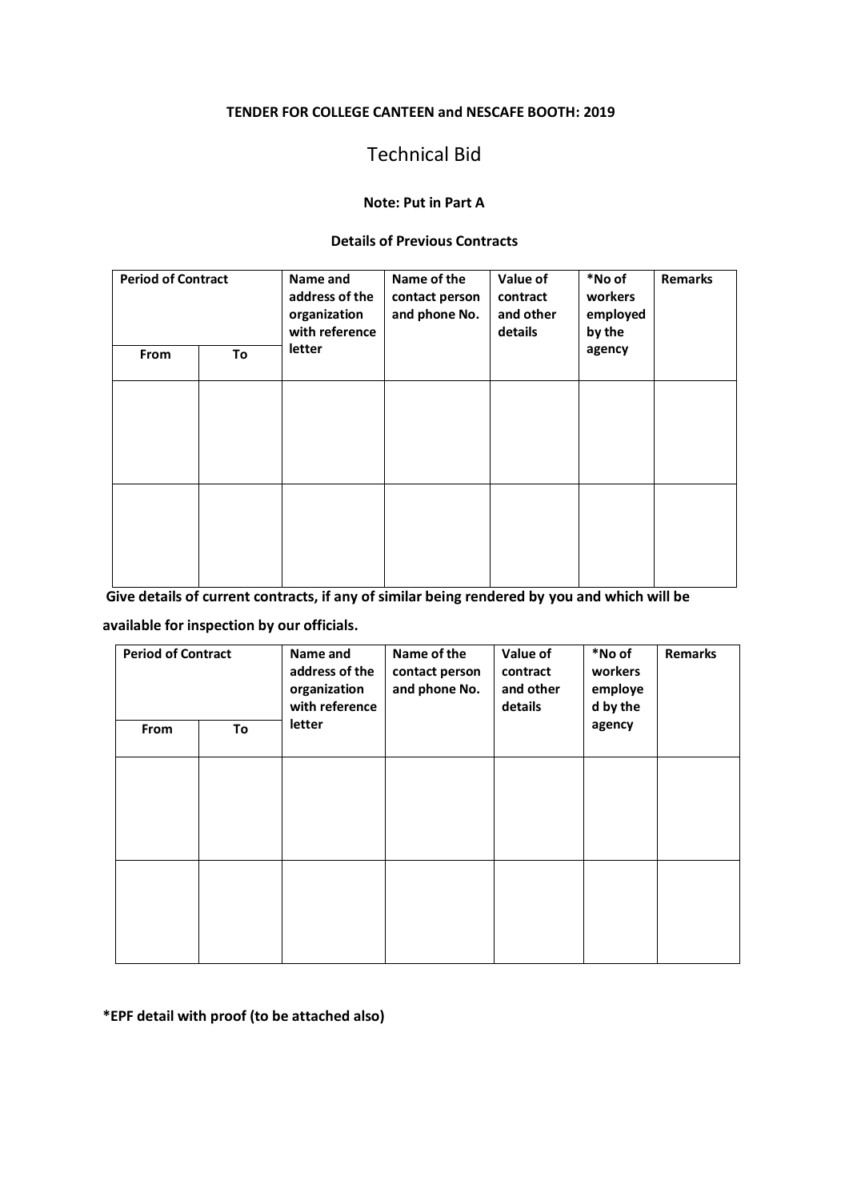**TENDER FOR COLLEGE CANTEEN and NESCAFE BOOTH: 2019**

# Technical Bid

**Note: Put in Part A**

**Details of Previous Contracts**

| Period of Contract | | Name and address of the organization with reference letter | Name of the contact person and phone No. | Value of contract and other details | *No of workers employed by the agency | Remarks |
|---|---|---|---|---|---|---|
| From | To | | | | | |
| | | | | | | |
| | | | | | | |

**Give details of current contracts, if any of similar being rendered by you and which will be available for inspection by our officials.**

| Period of Contract | | Name and address of the organization with reference letter | Name of the contact person and phone No. | Value of contract and other details | *No of workers employed by the agency | Remarks |
|---|---|---|---|---|---|---|
| From | To | | | | | |
| | | | | | | |
| | | | | | | |

**\*EPF detail with proof (to be attached also)**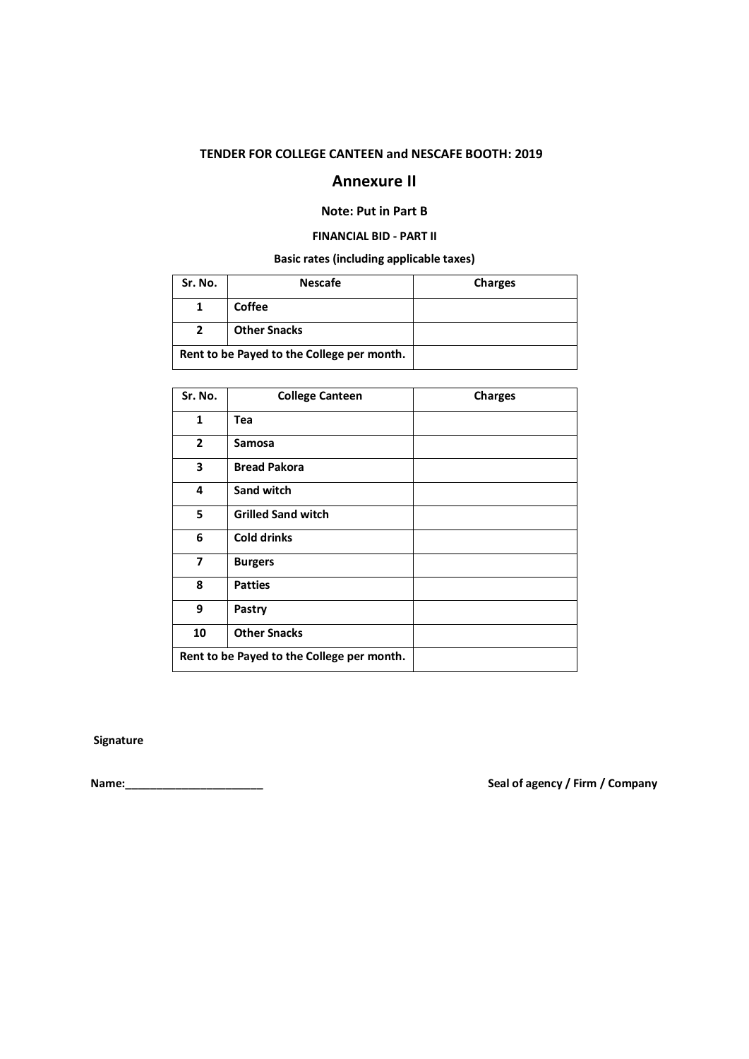**TENDER FOR COLLEGE CANTEEN and NESCAFE BOOTH: 2019**

## Annexure II

**Note: Put in Part B**

**FINANCIAL BID - PART II**

**Basic rates (including applicable taxes)**

| Sr. No. | Nescafe | Charges |
|---|---|---|
| 1 | Coffee | |
| 2 | Other Snacks | |
| Rent to be Payed to the College per month. | | |

| Sr. No. | College Canteen | Charges |
|---|---|---|
| 1 | Tea | |
| 2 | Samosa | |
| 3 | Bread Pakora | |
| 4 | Sand witch | |
| 5 | Grilled Sand witch | |
| 6 | Cold drinks | |
| 7 | Burgers | |
| 8 | Patties | |
| 9 | Pastry | |
| 10 | Other Snacks | |
| Rent to be Payed to the College per month. | | |

**Signature**

**Name:______________________** **Seal of agency / Firm / Company**